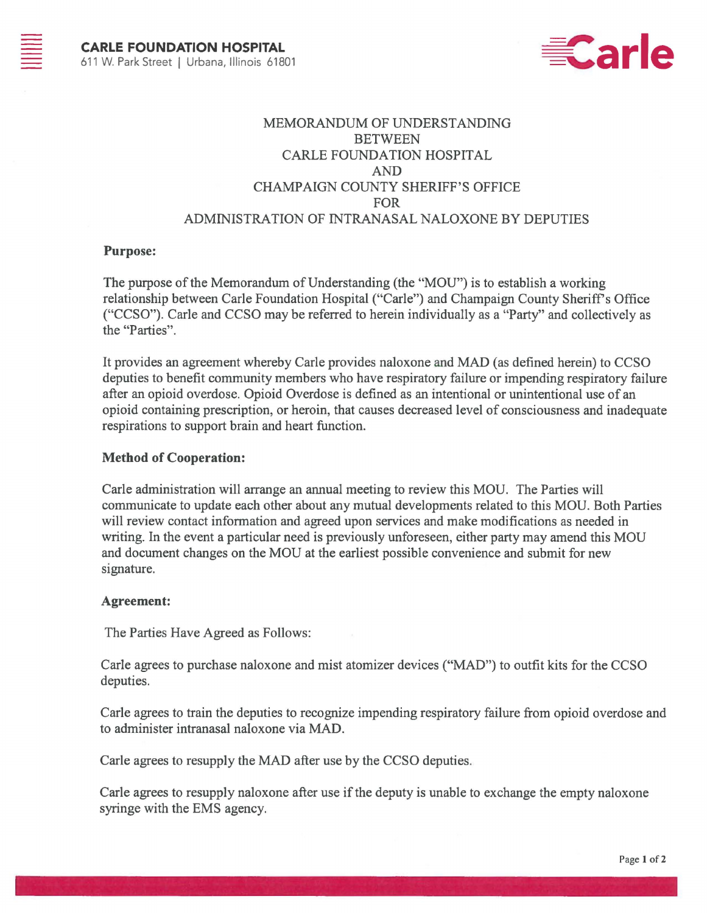**CARLE FOUNDATION HOSPITAL**
611 W. Park Street | Urbana, Illinois 61801

Carle

# MEMORANDUM OF UNDERSTANDING BETWEEN CARLE FOUNDATION HOSPITAL AND CHAMPAIGN COUNTY SHERIFF'S OFFICE FOR ADMINISTRATION OF INTRANASAL NALOXONE BY DEPUTIES

**Purpose:**

The purpose of the Memorandum of Understanding (the "MOU") is to establish a working relationship between Carle Foundation Hospital ("Carle") and Champaign County Sheriff's Office ("CCSO"). Carle and CCSO may be referred to herein individually as a "Party" and collectively as the "Parties".

It provides an agreement whereby Carle provides naloxone and MAD (as defined herein) to CCSO deputies to benefit community members who have respiratory failure or impending respiratory failure after an opioid overdose. Opioid Overdose is defined as an intentional or unintentional use of an opioid containing prescription, or heroin, that causes decreased level of consciousness and inadequate respirations to support brain and heart function.

**Method of Cooperation:**

Carle administration will arrange an annual meeting to review this MOU. The Parties will communicate to update each other about any mutual developments related to this MOU. Both Parties will review contact information and agreed upon services and make modifications as needed in writing. In the event a particular need is previously unforeseen, either party may amend this MOU and document changes on the MOU at the earliest possible convenience and submit for new signature.

**Agreement:**

The Parties Have Agreed as Follows:

Carle agrees to purchase naloxone and mist atomizer devices ("MAD") to outfit kits for the CCSO deputies.

Carle agrees to train the deputies to recognize impending respiratory failure from opioid overdose and to administer intranasal naloxone via MAD.

Carle agrees to resupply the MAD after use by the CCSO deputies.

Carle agrees to resupply naloxone after use if the deputy is unable to exchange the empty naloxone syringe with the EMS agency.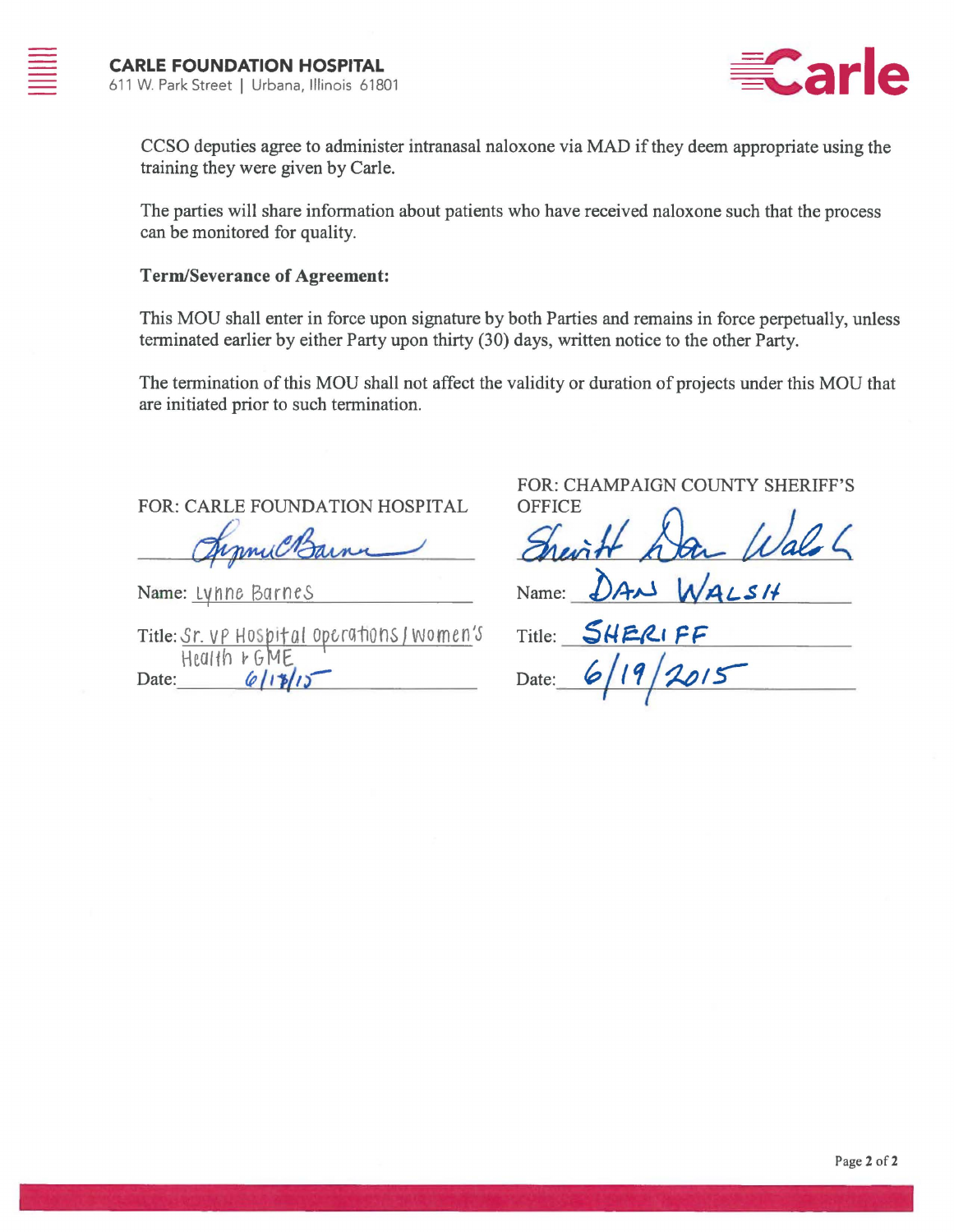CCSO deputies agree to administer intranasal naloxone via MAD if they deem appropriate using the training they were given by Carle.

The parties will share information about patients who have received naloxone such that the process can be monitored for quality.

**Term/Severance of Agreement:**

This MOU shall enter in force upon signature by both Parties and remains in force perpetually, unless terminated earlier by either Party upon thirty (30) days, written notice to the other Party.

The termination of this MOU shall not affect the validity or duration of projects under this MOU that are initiated prior to such termination.

FOR: CARLE FOUNDATION HOSPITAL

Name: Lynne Barnes

Title: Sr. VP Hospital Operations / Women's Health & GME

Date: 6/18/15

FOR: CHAMPAIGN COUNTY SHERIFF'S OFFICE

Name: DAN WALSH

Title: SHERIFF

Date: 6/19/2015